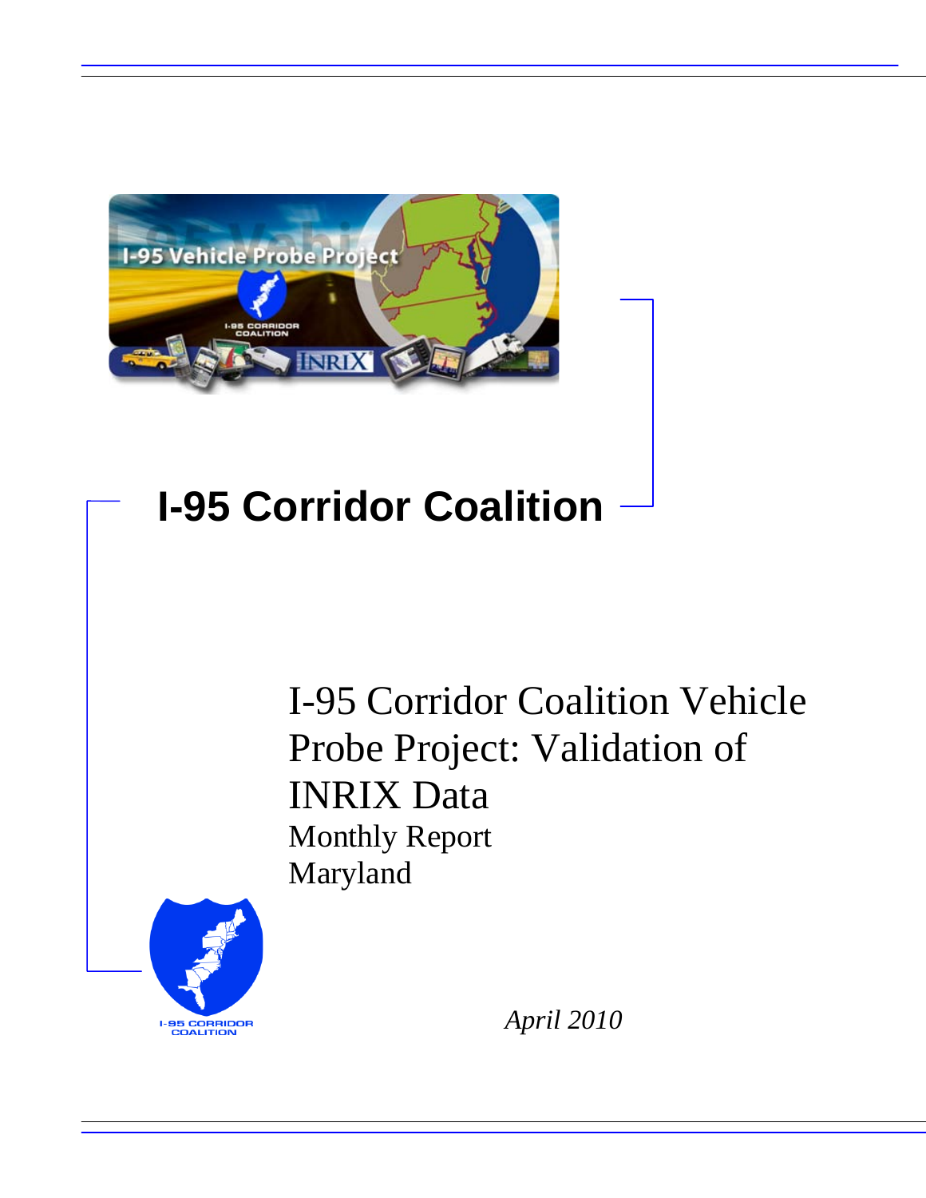# I-95 Corridor Coalition

## I-95 Corridor Coalition Vehicle Probe Project: Validation of INRIX Data

Monthly Report

Maryland

*April 2010*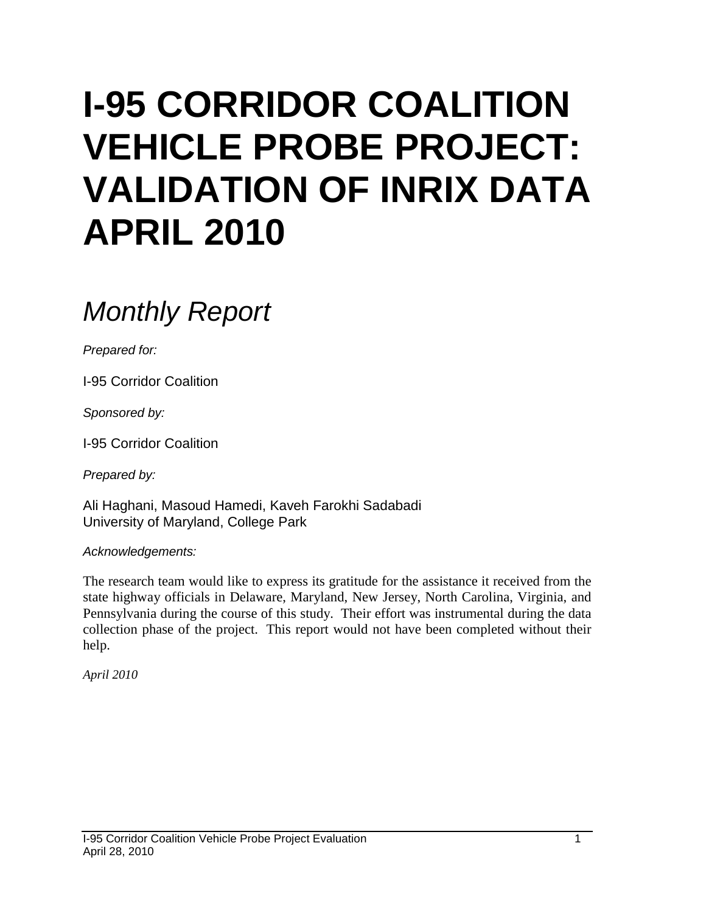# I-95 CORRIDOR COALITION VEHICLE PROBE PROJECT: VALIDATION OF INRIX DATA APRIL 2010

## *Monthly Report*

*Prepared for:*

I-95 Corridor Coalition

*Sponsored by:*

I-95 Corridor Coalition

*Prepared by:*

Ali Haghani, Masoud Hamedi, Kaveh Farokhi Sadabadi
University of Maryland, College Park

*Acknowledgements:*

The research team would like to express its gratitude for the assistance it received from the state highway officials in Delaware, Maryland, New Jersey, North Carolina, Virginia, and Pennsylvania during the course of this study. Their effort was instrumental during the data collection phase of the project. This report would not have been completed without their help.

*April 2010*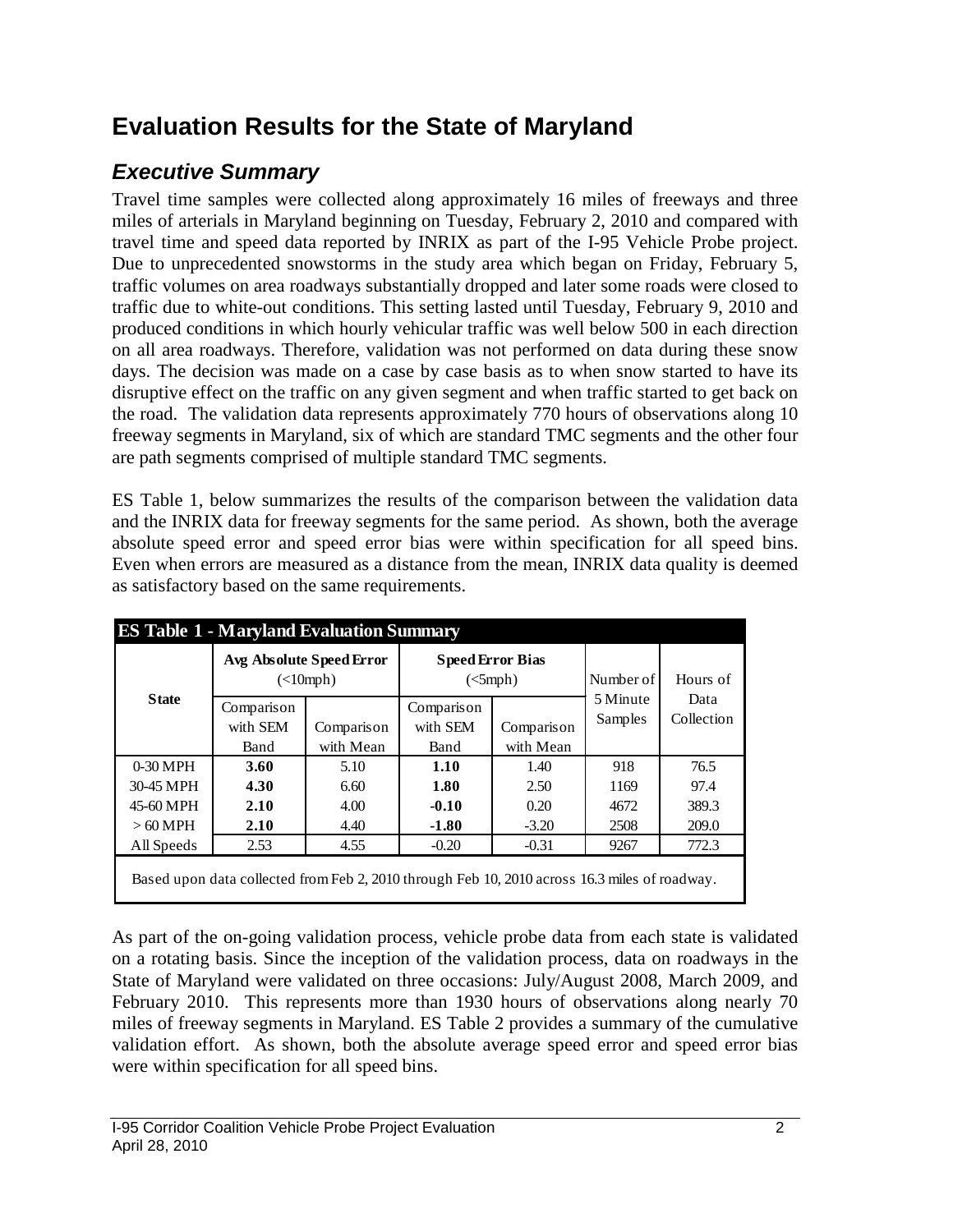# Evaluation Results for the State of Maryland

## *Executive Summary*

Travel time samples were collected along approximately 16 miles of freeways and three miles of arterials in Maryland beginning on Tuesday, February 2, 2010 and compared with travel time and speed data reported by INRIX as part of the I-95 Vehicle Probe project. Due to unprecedented snowstorms in the study area which began on Friday, February 5, traffic volumes on area roadways substantially dropped and later some roads were closed to traffic due to white-out conditions. This setting lasted until Tuesday, February 9, 2010 and produced conditions in which hourly vehicular traffic was well below 500 in each direction on all area roadways. Therefore, validation was not performed on data during these snow days. The decision was made on a case by case basis as to when snow started to have its disruptive effect on the traffic on any given segment and when traffic started to get back on the road. The validation data represents approximately 770 hours of observations along 10 freeway segments in Maryland, six of which are standard TMC segments and the other four are path segments comprised of multiple standard TMC segments.

ES Table 1, below summarizes the results of the comparison between the validation data and the INRIX data for freeway segments for the same period. As shown, both the average absolute speed error and speed error bias were within specification for all speed bins. Even when errors are measured as a distance from the mean, INRIX data quality is deemed as satisfactory based on the same requirements.

**ES Table 1 - Maryland Evaluation Summary**

| State | Avg Absolute Speed Error (<10mph) | | Speed Error Bias (<5mph) | | Number of 5 Minute Samples | Hours of Data Collection |
|---|---|---|---|---|---|---|
| | Comparison with SEM Band | Comparison with Mean | Comparison with SEM Band | Comparison with Mean | | |
| 0-30 MPH | **3.60** | 5.10 | **1.10** | 1.40 | 918 | 76.5 |
| 30-45 MPH | **4.30** | 6.60 | **1.80** | 2.50 | 1169 | 97.4 |
| 45-60 MPH | **2.10** | 4.00 | **-0.10** | 0.20 | 4672 | 389.3 |
| > 60 MPH | **2.10** | 4.40 | **-1.80** | -3.20 | 2508 | 209.0 |
| All Speeds | 2.53 | 4.55 | -0.20 | -0.31 | 9267 | 772.3 |

Based upon data collected from Feb 2, 2010 through Feb 10, 2010 across 16.3 miles of roadway.

As part of the on-going validation process, vehicle probe data from each state is validated on a rotating basis. Since the inception of the validation process, data on roadways in the State of Maryland were validated on three occasions: July/August 2008, March 2009, and February 2010. This represents more than 1930 hours of observations along nearly 70 miles of freeway segments in Maryland. ES Table 2 provides a summary of the cumulative validation effort. As shown, both the absolute average speed error and speed error bias were within specification for all speed bins.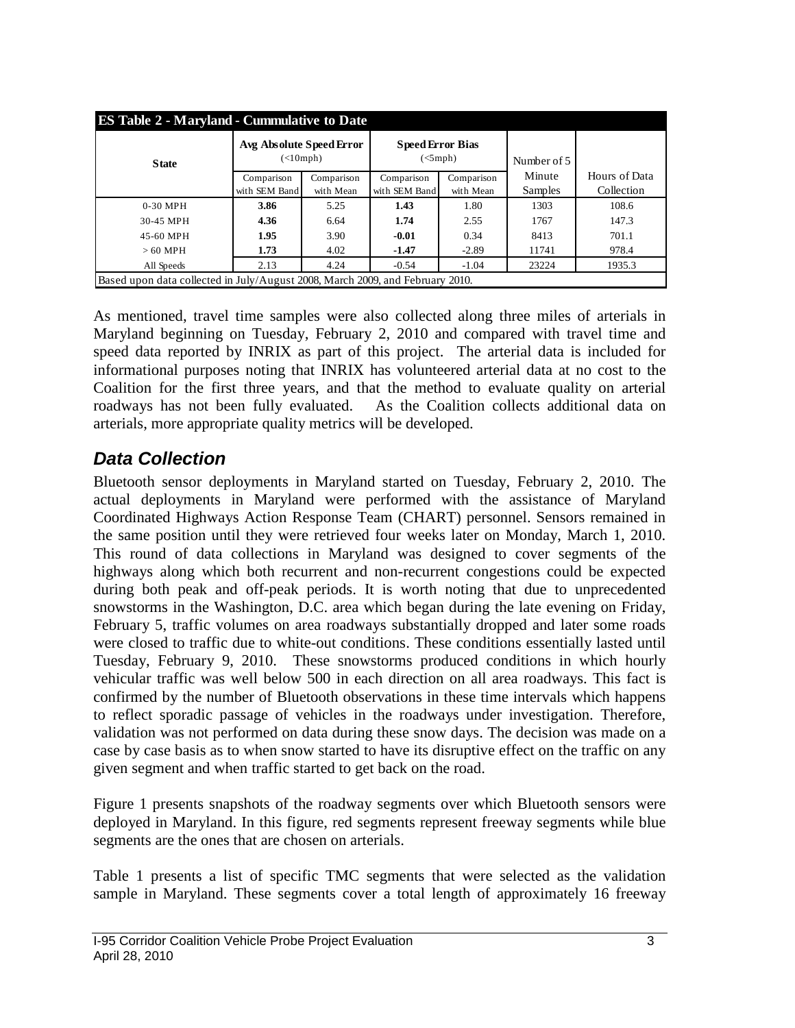| ES Table 2 - Maryland - Cummulative to Date | | | | | | |
|---|---|---|---|---|---|---|
| **State** | **Avg Absolute Speed Error** (<10mph) | | **Speed Error Bias** (<5mph) | | Number of 5 Minute Samples | Hours of Data Collection |
| | Comparison with SEM Band | Comparison with Mean | Comparison with SEM Band | Comparison with Mean | | |
| 0-30 MPH | **3.86** | 5.25 | **1.43** | 1.80 | 1303 | 108.6 |
| 30-45 MPH | **4.36** | 6.64 | **1.74** | 2.55 | 1767 | 147.3 |
| 45-60 MPH | **1.95** | 3.90 | **-0.01** | 0.34 | 8413 | 701.1 |
| > 60 MPH | **1.73** | 4.02 | **-1.47** | -2.89 | 11741 | 978.4 |
| All Speeds | 2.13 | 4.24 | -0.54 | -1.04 | 23224 | 1935.3 |
| Based upon data collected in July/August 2008, March 2009, and February 2010. | | | | | | |

As mentioned, travel time samples were also collected along three miles of arterials in Maryland beginning on Tuesday, February 2, 2010 and compared with travel time and speed data reported by INRIX as part of this project. The arterial data is included for informational purposes noting that INRIX has volunteered arterial data at no cost to the Coalition for the first three years, and that the method to evaluate quality on arterial roadways has not been fully evaluated. As the Coalition collects additional data on arterials, more appropriate quality metrics will be developed.

## *Data Collection*

Bluetooth sensor deployments in Maryland started on Tuesday, February 2, 2010. The actual deployments in Maryland were performed with the assistance of Maryland Coordinated Highways Action Response Team (CHART) personnel. Sensors remained in the same position until they were retrieved four weeks later on Monday, March 1, 2010. This round of data collections in Maryland was designed to cover segments of the highways along which both recurrent and non-recurrent congestions could be expected during both peak and off-peak periods. It is worth noting that due to unprecedented snowstorms in the Washington, D.C. area which began during the late evening on Friday, February 5, traffic volumes on area roadways substantially dropped and later some roads were closed to traffic due to white-out conditions. These conditions essentially lasted until Tuesday, February 9, 2010. These snowstorms produced conditions in which hourly vehicular traffic was well below 500 in each direction on all area roadways. This fact is confirmed by the number of Bluetooth observations in these time intervals which happens to reflect sporadic passage of vehicles in the roadways under investigation. Therefore, validation was not performed on data during these snow days. The decision was made on a case by case basis as to when snow started to have its disruptive effect on the traffic on any given segment and when traffic started to get back on the road.

Figure 1 presents snapshots of the roadway segments over which Bluetooth sensors were deployed in Maryland. In this figure, red segments represent freeway segments while blue segments are the ones that are chosen on arterials.

Table 1 presents a list of specific TMC segments that were selected as the validation sample in Maryland. These segments cover a total length of approximately 16 freeway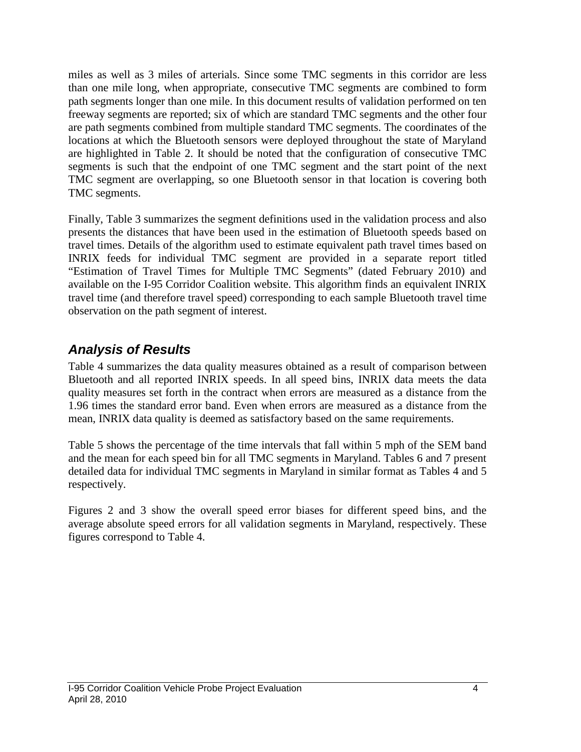miles as well as 3 miles of arterials. Since some TMC segments in this corridor are less than one mile long, when appropriate, consecutive TMC segments are combined to form path segments longer than one mile. In this document results of validation performed on ten freeway segments are reported; six of which are standard TMC segments and the other four are path segments combined from multiple standard TMC segments. The coordinates of the locations at which the Bluetooth sensors were deployed throughout the state of Maryland are highlighted in Table 2. It should be noted that the configuration of consecutive TMC segments is such that the endpoint of one TMC segment and the start point of the next TMC segment are overlapping, so one Bluetooth sensor in that location is covering both TMC segments.

Finally, Table 3 summarizes the segment definitions used in the validation process and also presents the distances that have been used in the estimation of Bluetooth speeds based on travel times. Details of the algorithm used to estimate equivalent path travel times based on INRIX feeds for individual TMC segment are provided in a separate report titled "Estimation of Travel Times for Multiple TMC Segments" (dated February 2010) and available on the I-95 Corridor Coalition website. This algorithm finds an equivalent INRIX travel time (and therefore travel speed) corresponding to each sample Bluetooth travel time observation on the path segment of interest.

## *Analysis of Results*

Table 4 summarizes the data quality measures obtained as a result of comparison between Bluetooth and all reported INRIX speeds. In all speed bins, INRIX data meets the data quality measures set forth in the contract when errors are measured as a distance from the 1.96 times the standard error band. Even when errors are measured as a distance from the mean, INRIX data quality is deemed as satisfactory based on the same requirements.

Table 5 shows the percentage of the time intervals that fall within 5 mph of the SEM band and the mean for each speed bin for all TMC segments in Maryland. Tables 6 and 7 present detailed data for individual TMC segments in Maryland in similar format as Tables 4 and 5 respectively.

Figures 2 and 3 show the overall speed error biases for different speed bins, and the average absolute speed errors for all validation segments in Maryland, respectively. These figures correspond to Table 4.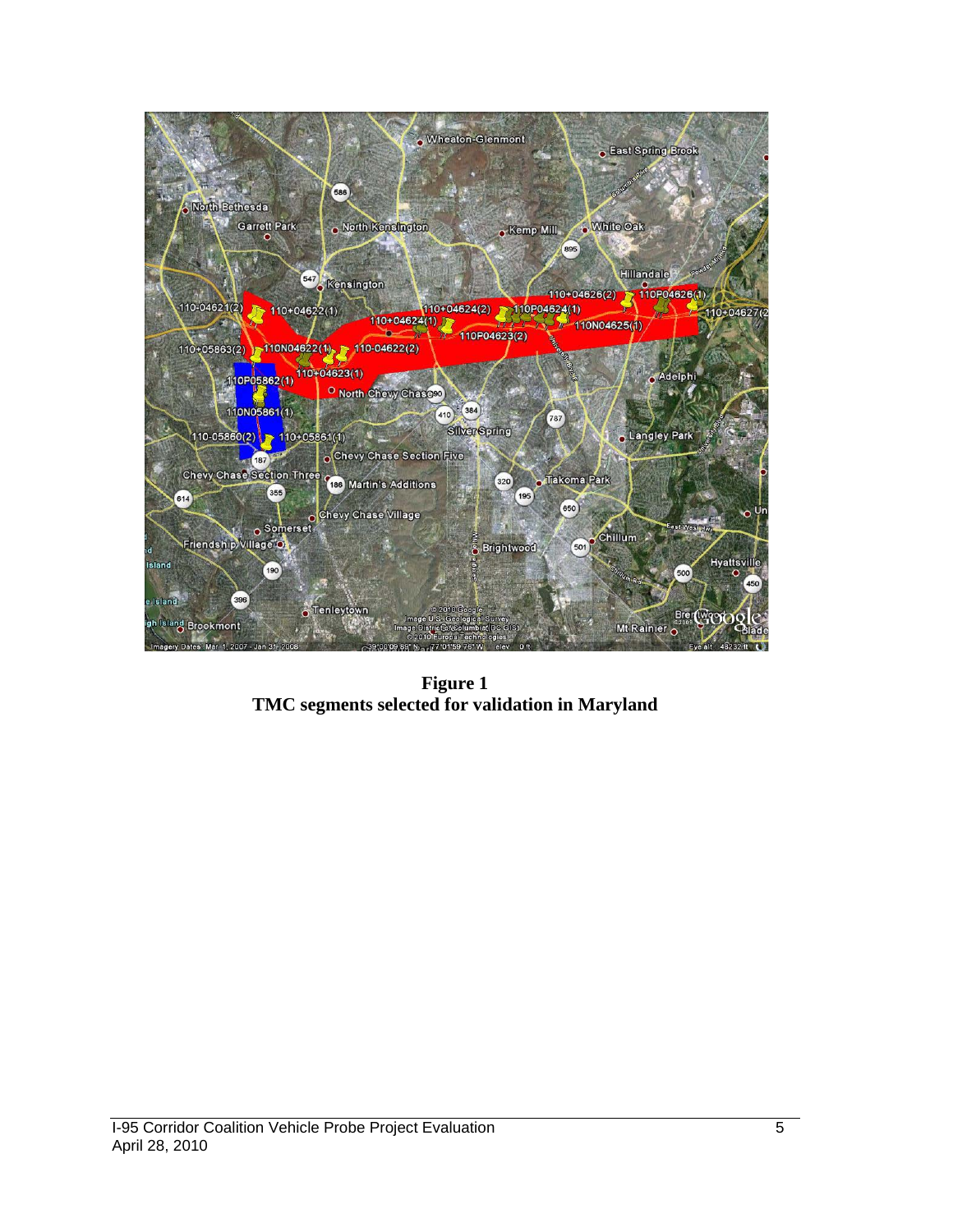**Figure 1**
**TMC segments selected for validation in Maryland**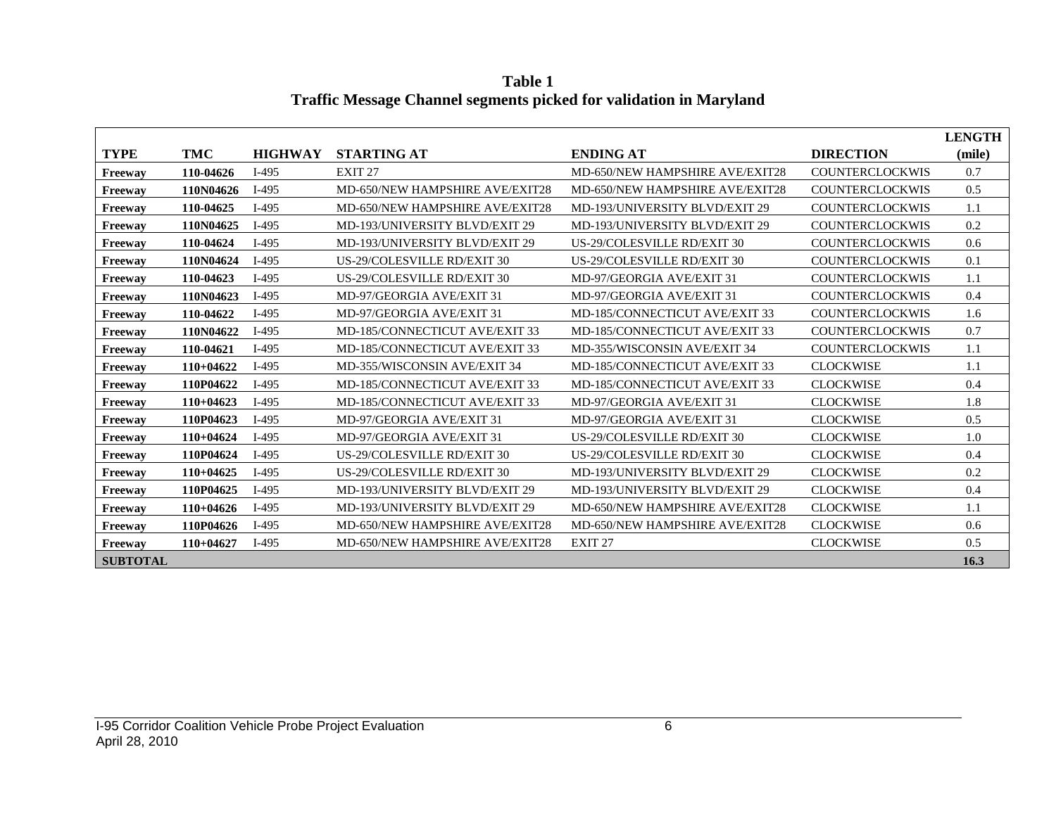**Table 1**
**Traffic Message Channel segments picked for validation in Maryland**

| TYPE | TMC | HIGHWAY | STARTING AT | ENDING AT | DIRECTION | LENGTH (mile) |
|---|---|---|---|---|---|---|
| **Freeway** | **110-04626** | I-495 | EXIT 27 | MD-650/NEW HAMPSHIRE AVE/EXIT28 | COUNTERCLOCKWIS | 0.7 |
| **Freeway** | **110N04626** | I-495 | MD-650/NEW HAMPSHIRE AVE/EXIT28 | MD-650/NEW HAMPSHIRE AVE/EXIT28 | COUNTERCLOCKWIS | 0.5 |
| **Freeway** | **110-04625** | I-495 | MD-650/NEW HAMPSHIRE AVE/EXIT28 | MD-193/UNIVERSITY BLVD/EXIT 29 | COUNTERCLOCKWIS | 1.1 |
| **Freeway** | **110N04625** | I-495 | MD-193/UNIVERSITY BLVD/EXIT 29 | MD-193/UNIVERSITY BLVD/EXIT 29 | COUNTERCLOCKWIS | 0.2 |
| **Freeway** | **110-04624** | I-495 | MD-193/UNIVERSITY BLVD/EXIT 29 | US-29/COLESVILLE RD/EXIT 30 | COUNTERCLOCKWIS | 0.6 |
| **Freeway** | **110N04624** | I-495 | US-29/COLESVILLE RD/EXIT 30 | US-29/COLESVILLE RD/EXIT 30 | COUNTERCLOCKWIS | 0.1 |
| **Freeway** | **110-04623** | I-495 | US-29/COLESVILLE RD/EXIT 30 | MD-97/GEORGIA AVE/EXIT 31 | COUNTERCLOCKWIS | 1.1 |
| **Freeway** | **110N04623** | I-495 | MD-97/GEORGIA AVE/EXIT 31 | MD-97/GEORGIA AVE/EXIT 31 | COUNTERCLOCKWIS | 0.4 |
| **Freeway** | **110-04622** | I-495 | MD-97/GEORGIA AVE/EXIT 31 | MD-185/CONNECTICUT AVE/EXIT 33 | COUNTERCLOCKWIS | 1.6 |
| **Freeway** | **110N04622** | I-495 | MD-185/CONNECTICUT AVE/EXIT 33 | MD-185/CONNECTICUT AVE/EXIT 33 | COUNTERCLOCKWIS | 0.7 |
| **Freeway** | **110-04621** | I-495 | MD-185/CONNECTICUT AVE/EXIT 33 | MD-355/WISCONSIN AVE/EXIT 34 | COUNTERCLOCKWIS | 1.1 |
| **Freeway** | **110+04622** | I-495 | MD-355/WISCONSIN AVE/EXIT 34 | MD-185/CONNECTICUT AVE/EXIT 33 | CLOCKWISE | 1.1 |
| **Freeway** | **110P04622** | I-495 | MD-185/CONNECTICUT AVE/EXIT 33 | MD-185/CONNECTICUT AVE/EXIT 33 | CLOCKWISE | 0.4 |
| **Freeway** | **110+04623** | I-495 | MD-185/CONNECTICUT AVE/EXIT 33 | MD-97/GEORGIA AVE/EXIT 31 | CLOCKWISE | 1.8 |
| **Freeway** | **110P04623** | I-495 | MD-97/GEORGIA AVE/EXIT 31 | MD-97/GEORGIA AVE/EXIT 31 | CLOCKWISE | 0.5 |
| **Freeway** | **110+04624** | I-495 | MD-97/GEORGIA AVE/EXIT 31 | US-29/COLESVILLE RD/EXIT 30 | CLOCKWISE | 1.0 |
| **Freeway** | **110P04624** | I-495 | US-29/COLESVILLE RD/EXIT 30 | US-29/COLESVILLE RD/EXIT 30 | CLOCKWISE | 0.4 |
| **Freeway** | **110+04625** | I-495 | US-29/COLESVILLE RD/EXIT 30 | MD-193/UNIVERSITY BLVD/EXIT 29 | CLOCKWISE | 0.2 |
| **Freeway** | **110P04625** | I-495 | MD-193/UNIVERSITY BLVD/EXIT 29 | MD-193/UNIVERSITY BLVD/EXIT 29 | CLOCKWISE | 0.4 |
| **Freeway** | **110+04626** | I-495 | MD-193/UNIVERSITY BLVD/EXIT 29 | MD-650/NEW HAMPSHIRE AVE/EXIT28 | CLOCKWISE | 1.1 |
| **Freeway** | **110P04626** | I-495 | MD-650/NEW HAMPSHIRE AVE/EXIT28 | MD-650/NEW HAMPSHIRE AVE/EXIT28 | CLOCKWISE | 0.6 |
| **Freeway** | **110+04627** | I-495 | MD-650/NEW HAMPSHIRE AVE/EXIT28 | EXIT 27 | CLOCKWISE | 0.5 |
| **SUBTOTAL** | | | | | | **16.3** |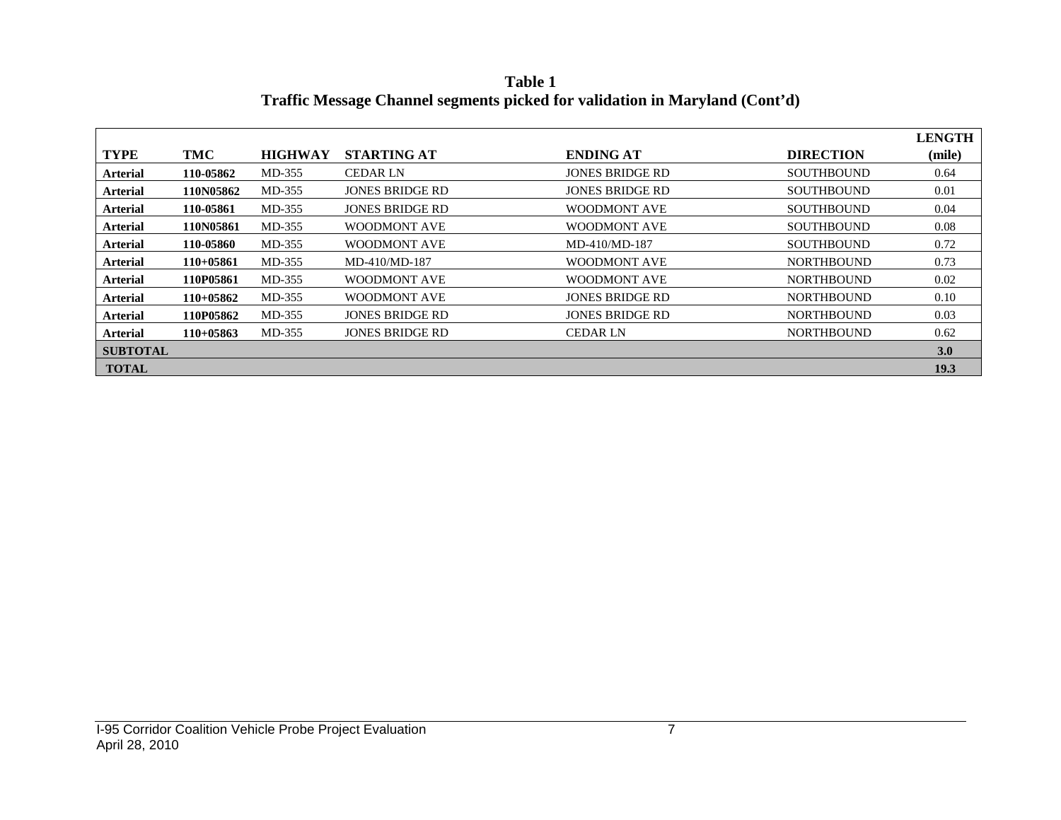**Table 1**
**Traffic Message Channel segments picked for validation in Maryland (Cont'd)**

| TYPE | TMC | HIGHWAY | STARTING AT | ENDING AT | DIRECTION | LENGTH (mile) |
|---|---|---|---|---|---|---|
| **Arterial** | **110-05862** | MD-355 | CEDAR LN | JONES BRIDGE RD | SOUTHBOUND | 0.64 |
| **Arterial** | **110N05862** | MD-355 | JONES BRIDGE RD | JONES BRIDGE RD | SOUTHBOUND | 0.01 |
| **Arterial** | **110-05861** | MD-355 | JONES BRIDGE RD | WOODMONT AVE | SOUTHBOUND | 0.04 |
| **Arterial** | **110N05861** | MD-355 | WOODMONT AVE | WOODMONT AVE | SOUTHBOUND | 0.08 |
| **Arterial** | **110-05860** | MD-355 | WOODMONT AVE | MD-410/MD-187 | SOUTHBOUND | 0.72 |
| **Arterial** | **110+05861** | MD-355 | MD-410/MD-187 | WOODMONT AVE | NORTHBOUND | 0.73 |
| **Arterial** | **110P05861** | MD-355 | WOODMONT AVE | WOODMONT AVE | NORTHBOUND | 0.02 |
| **Arterial** | **110+05862** | MD-355 | WOODMONT AVE | JONES BRIDGE RD | NORTHBOUND | 0.10 |
| **Arterial** | **110P05862** | MD-355 | JONES BRIDGE RD | JONES BRIDGE RD | NORTHBOUND | 0.03 |
| **Arterial** | **110+05863** | MD-355 | JONES BRIDGE RD | CEDAR LN | NORTHBOUND | 0.62 |
| **SUBTOTAL** | | | | | | **3.0** |
| **TOTAL** | | | | | | **19.3** |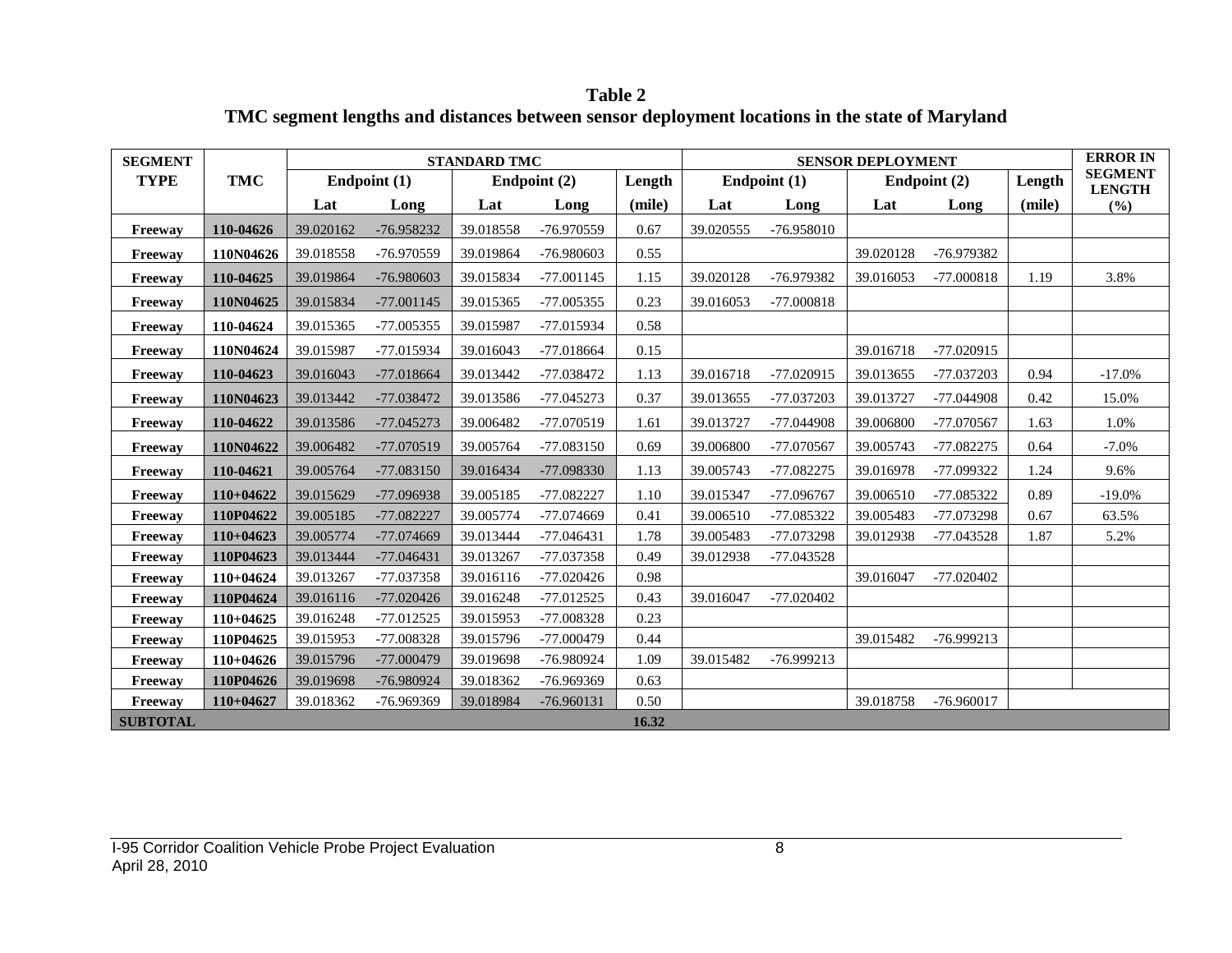**Table 2**
**TMC segment lengths and distances between sensor deployment locations in the state of Maryland**

| SEGMENT TYPE | TMC | STANDARD TMC | | | | | SENSOR DEPLOYMENT | | | | | ERROR IN SEGMENT LENGTH |
|---|---|---|---|---|---|---|---|---|---|---|---|---|
| | | Endpoint (1) | | Endpoint (2) | | Length | Endpoint (1) | | Endpoint (2) | | Length | |
| | | Lat | Long | Lat | Long | (mile) | Lat | Long | Lat | Long | (mile) | (%) |
| Freeway | 110-04626 | 39.020162 | -76.958232 | 39.018558 | -76.970559 | 0.67 | 39.020555 | -76.958010 | | | | |
| Freeway | 110N04626 | 39.018558 | -76.970559 | 39.019864 | -76.980603 | 0.55 | | | 39.020128 | -76.979382 | | |
| Freeway | 110-04625 | 39.019864 | -76.980603 | 39.015834 | -77.001145 | 1.15 | 39.020128 | -76.979382 | 39.016053 | -77.000818 | 1.19 | 3.8% |
| Freeway | 110N04625 | 39.015834 | -77.001145 | 39.015365 | -77.005355 | 0.23 | 39.016053 | -77.000818 | | | | |
| Freeway | 110-04624 | 39.015365 | -77.005355 | 39.015987 | -77.015934 | 0.58 | | | | | | |
| Freeway | 110N04624 | 39.015987 | -77.015934 | 39.016043 | -77.018664 | 0.15 | | | 39.016718 | -77.020915 | | |
| Freeway | 110-04623 | 39.016043 | -77.018664 | 39.013442 | -77.038472 | 1.13 | 39.016718 | -77.020915 | 39.013655 | -77.037203 | 0.94 | -17.0% |
| Freeway | 110N04623 | 39.013442 | -77.038472 | 39.013586 | -77.045273 | 0.37 | 39.013655 | -77.037203 | 39.013727 | -77.044908 | 0.42 | 15.0% |
| Freeway | 110-04622 | 39.013586 | -77.045273 | 39.006482 | -77.070519 | 1.61 | 39.013727 | -77.044908 | 39.006800 | -77.070567 | 1.63 | 1.0% |
| Freeway | 110N04622 | 39.006482 | -77.070519 | 39.005764 | -77.083150 | 0.69 | 39.006800 | -77.070567 | 39.005743 | -77.082275 | 0.64 | -7.0% |
| Freeway | 110-04621 | 39.005764 | -77.083150 | 39.016434 | -77.098330 | 1.13 | 39.005743 | -77.082275 | 39.016978 | -77.099322 | 1.24 | 9.6% |
| Freeway | 110+04622 | 39.015629 | -77.096938 | 39.005185 | -77.082227 | 1.10 | 39.015347 | -77.096767 | 39.006510 | -77.085322 | 0.89 | -19.0% |
| Freeway | 110P04622 | 39.005185 | -77.082227 | 39.005774 | -77.074669 | 0.41 | 39.006510 | -77.085322 | 39.005483 | -77.073298 | 0.67 | 63.5% |
| Freeway | 110+04623 | 39.005774 | -77.074669 | 39.013444 | -77.046431 | 1.78 | 39.005483 | -77.073298 | 39.012938 | -77.043528 | 1.87 | 5.2% |
| Freeway | 110P04623 | 39.013444 | -77.046431 | 39.013267 | -77.037358 | 0.49 | 39.012938 | -77.043528 | | | | |
| Freeway | 110+04624 | 39.013267 | -77.037358 | 39.016116 | -77.020426 | 0.98 | | | 39.016047 | -77.020402 | | |
| Freeway | 110P04624 | 39.016116 | -77.020426 | 39.016248 | -77.012525 | 0.43 | 39.016047 | -77.020402 | | | | |
| Freeway | 110+04625 | 39.016248 | -77.012525 | 39.015953 | -77.008328 | 0.23 | | | | | | |
| Freeway | 110P04625 | 39.015953 | -77.008328 | 39.015796 | -77.000479 | 0.44 | | | 39.015482 | -76.999213 | | |
| Freeway | 110+04626 | 39.015796 | -77.000479 | 39.019698 | -76.980924 | 1.09 | 39.015482 | -76.999213 | | | | |
| Freeway | 110P04626 | 39.019698 | -76.980924 | 39.018362 | -76.969369 | 0.63 | | | | | | |
| Freeway | 110+04627 | 39.018362 | -76.969369 | 39.018984 | -76.960131 | 0.50 | | | 39.018758 | -76.960017 | | |
| SUBTOTAL | | | | | | 16.32 | | | | | | |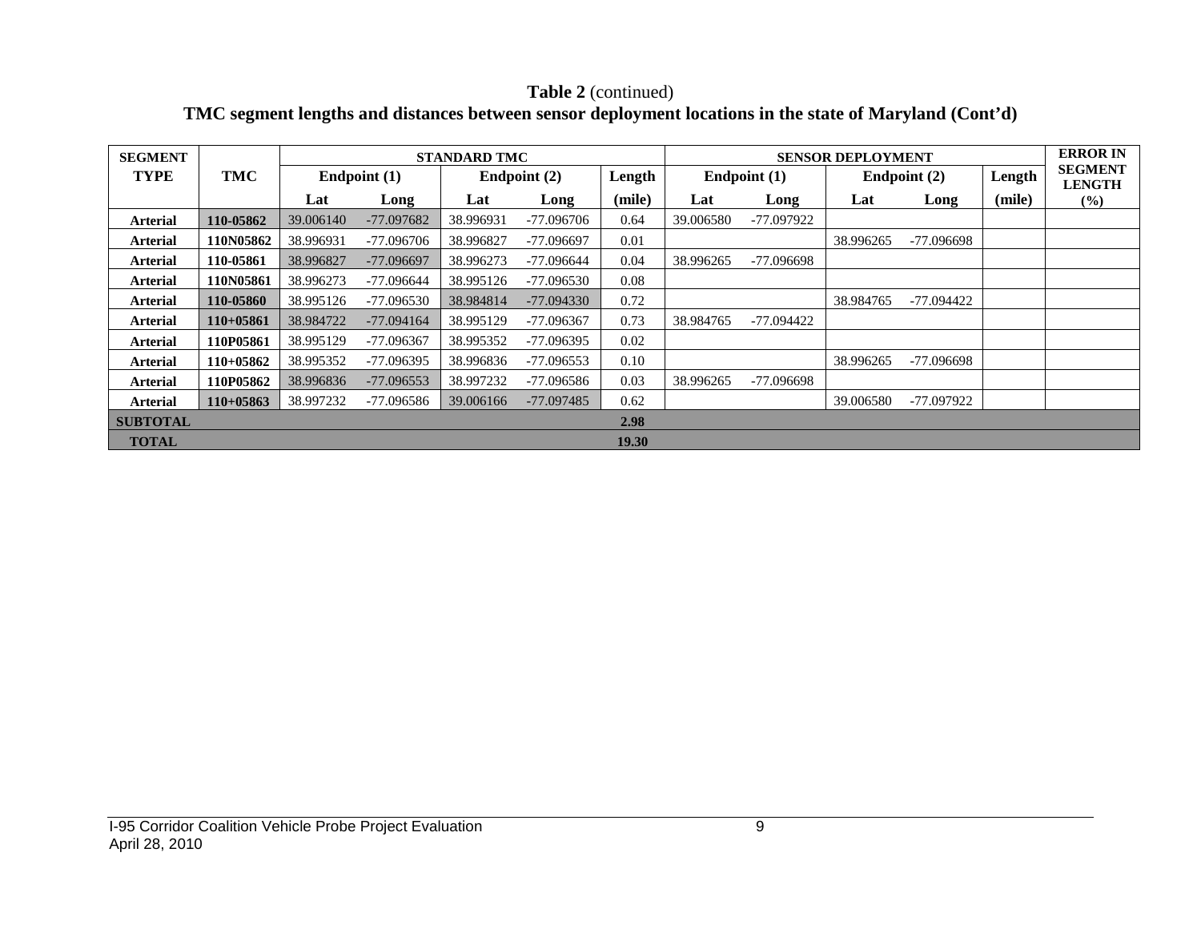**Table 2** (continued)

**TMC segment lengths and distances between sensor deployment locations in the state of Maryland (Cont'd)**

| SEGMENT TYPE | TMC | STANDARD TMC | | | | | SENSOR DEPLOYMENT | | | | | ERROR IN SEGMENT LENGTH |
|---|---|---|---|---|---|---|---|---|---|---|---|---|
| | | Endpoint (1) | | Endpoint (2) | | Length | Endpoint (1) | | Endpoint (2) | | Length | |
| | | Lat | Long | Lat | Long | (mile) | Lat | Long | Lat | Long | (mile) | (%) |
| **Arterial** | **110-05862** | 39.006140 | -77.097682 | 38.996931 | -77.096706 | 0.64 | 39.006580 | -77.097922 | | | | |
| **Arterial** | **110N05862** | 38.996931 | -77.096706 | 38.996827 | -77.096697 | 0.01 | | | 38.996265 | -77.096698 | | |
| **Arterial** | **110-05861** | 38.996827 | -77.096697 | 38.996273 | -77.096644 | 0.04 | 38.996265 | -77.096698 | | | | |
| **Arterial** | **110N05861** | 38.996273 | -77.096644 | 38.995126 | -77.096530 | 0.08 | | | | | | |
| **Arterial** | **110-05860** | 38.995126 | -77.096530 | 38.984814 | -77.094330 | 0.72 | | | 38.984765 | -77.094422 | | |
| **Arterial** | **110+05861** | 38.984722 | -77.094164 | 38.995129 | -77.096367 | 0.73 | 38.984765 | -77.094422 | | | | |
| **Arterial** | **110P05861** | 38.995129 | -77.096367 | 38.995352 | -77.096395 | 0.02 | | | | | | |
| **Arterial** | **110+05862** | 38.995352 | -77.096395 | 38.996836 | -77.096553 | 0.10 | | | 38.996265 | -77.096698 | | |
| **Arterial** | **110P05862** | 38.996836 | -77.096553 | 38.997232 | -77.096586 | 0.03 | 38.996265 | -77.096698 | | | | |
| **Arterial** | **110+05863** | 38.997232 | -77.096586 | 39.006166 | -77.097485 | 0.62 | | | 39.006580 | -77.097922 | | |
| **SUBTOTAL** | | | | | | **2.98** | | | | | | |
| **TOTAL** | | | | | | **19.30** | | | | | | |

I-95 Corridor Coalition Vehicle Probe Project Evaluation
April 28, 2010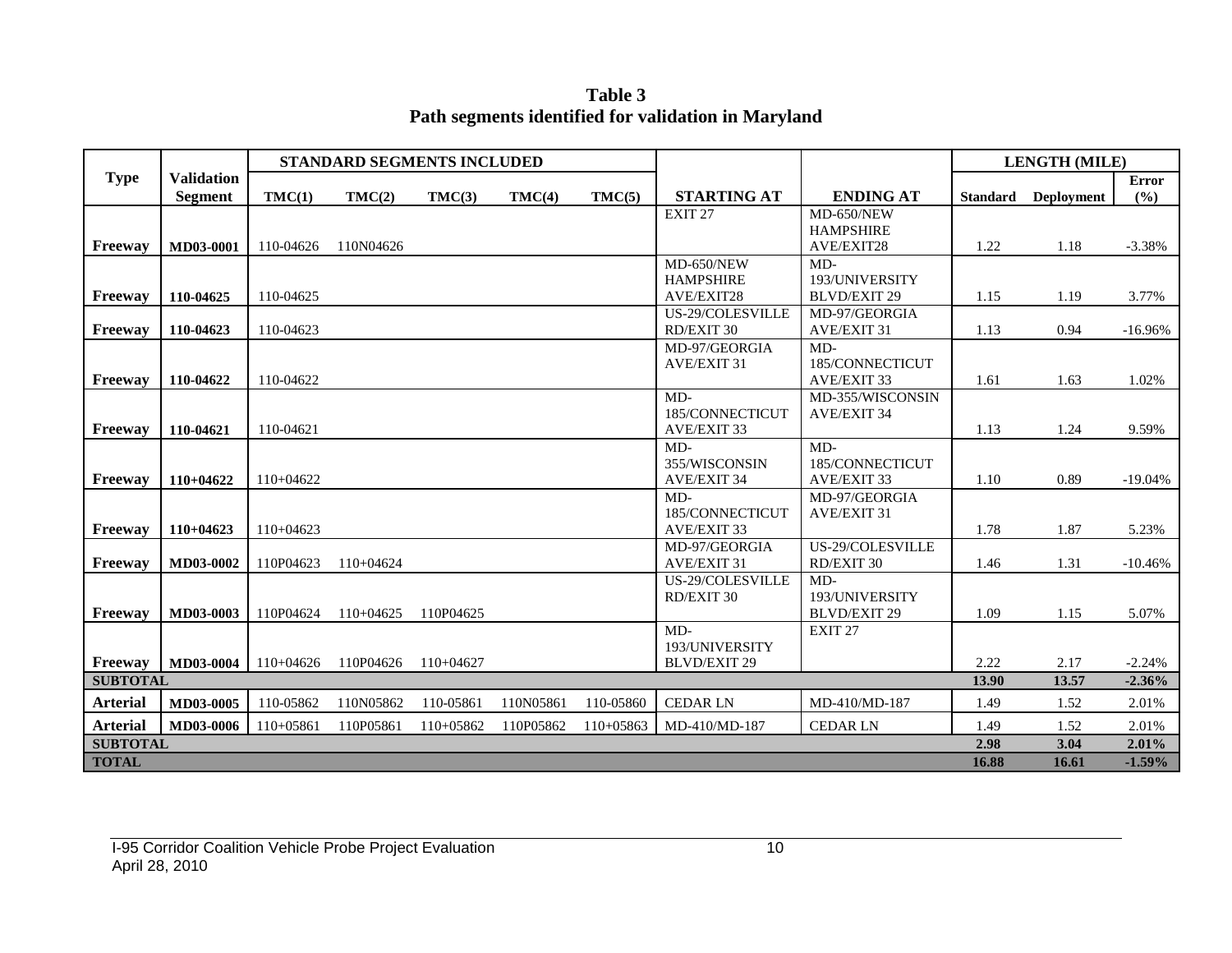**Table 3**
**Path segments identified for validation in Maryland**

| Type | Validation Segment | STANDARD SEGMENTS INCLUDED | | | | | STARTING AT | ENDING AT | LENGTH (MILE) | | |
|---|---|---|---|---|---|---|---|---|---|---|---|
| | | TMC(1) | TMC(2) | TMC(3) | TMC(4) | TMC(5) | | | Standard | Deployment | Error (%) |
| Freeway | MD03-0001 | 110-04626 | 110N04626 | | | | EXIT 27 | MD-650/NEW HAMPSHIRE AVE/EXIT28 | 1.22 | 1.18 | -3.38% |
| Freeway | 110-04625 | 110-04625 | | | | | MD-650/NEW HAMPSHIRE AVE/EXIT28 | MD-193/UNIVERSITY BLVD/EXIT 29 | 1.15 | 1.19 | 3.77% |
| Freeway | 110-04623 | 110-04623 | | | | | US-29/COLESVILLE RD/EXIT 30 | MD-97/GEORGIA AVE/EXIT 31 | 1.13 | 0.94 | -16.96% |
| Freeway | 110-04622 | 110-04622 | | | | | MD-97/GEORGIA AVE/EXIT 31 | MD-185/CONNECTICUT AVE/EXIT 33 | 1.61 | 1.63 | 1.02% |
| Freeway | 110-04621 | 110-04621 | | | | | MD-185/CONNECTICUT AVE/EXIT 33 | MD-355/WISCONSIN AVE/EXIT 34 | 1.13 | 1.24 | 9.59% |
| Freeway | 110+04622 | 110+04622 | | | | | MD-355/WISCONSIN AVE/EXIT 34 | MD-185/CONNECTICUT AVE/EXIT 33 | 1.10 | 0.89 | -19.04% |
| Freeway | 110+04623 | 110+04623 | | | | | MD-185/CONNECTICUT AVE/EXIT 33 | MD-97/GEORGIA AVE/EXIT 31 | 1.78 | 1.87 | 5.23% |
| Freeway | MD03-0002 | 110P04623 | 110+04624 | | | | MD-97/GEORGIA AVE/EXIT 31 | US-29/COLESVILLE RD/EXIT 30 | 1.46 | 1.31 | -10.46% |
| Freeway | MD03-0003 | 110P04624 | 110+04625 | 110P04625 | | | US-29/COLESVILLE RD/EXIT 30 | MD-193/UNIVERSITY BLVD/EXIT 29 | 1.09 | 1.15 | 5.07% |
| Freeway | MD03-0004 | 110+04626 | 110P04626 | 110+04627 | | | MD-193/UNIVERSITY BLVD/EXIT 29 | EXIT 27 | 2.22 | 2.17 | -2.24% |
| **SUBTOTAL** | | | | | | | | | **13.90** | **13.57** | **-2.36%** |
| Arterial | MD03-0005 | 110-05862 | 110N05862 | 110-05861 | 110N05861 | 110-05860 | CEDAR LN | MD-410/MD-187 | 1.49 | 1.52 | 2.01% |
| Arterial | MD03-0006 | 110+05861 | 110P05861 | 110+05862 | 110P05862 | 110+05863 | MD-410/MD-187 | CEDAR LN | 1.49 | 1.52 | 2.01% |
| **SUBTOTAL** | | | | | | | | | **2.98** | **3.04** | **2.01%** |
| **TOTAL** | | | | | | | | | **16.88** | **16.61** | **-1.59%** |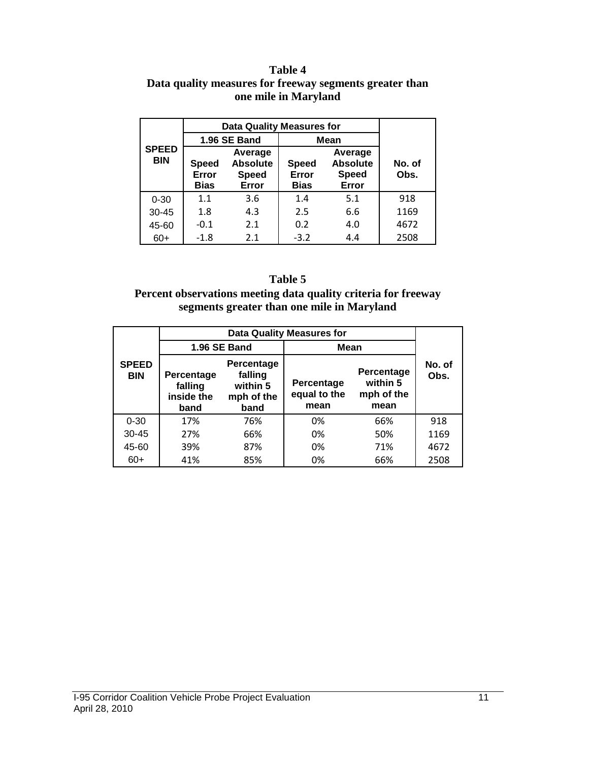**Table 4**
**Data quality measures for freeway segments greater than one mile in Maryland**

| SPEED BIN | Data Quality Measures for 1.96 SE Band | | Data Quality Measures for Mean | | No. of Obs. |
|---|---|---|---|---|---|
| | Speed Error Bias | Average Absolute Speed Error | Speed Error Bias | Average Absolute Speed Error | |
| 0-30 | 1.1 | 3.6 | 1.4 | 5.1 | 918 |
| 30-45 | 1.8 | 4.3 | 2.5 | 6.6 | 1169 |
| 45-60 | -0.1 | 2.1 | 0.2 | 4.0 | 4672 |
| 60+ | -1.8 | 2.1 | -3.2 | 4.4 | 2508 |

**Table 5**
**Percent observations meeting data quality criteria for freeway segments greater than one mile in Maryland**

| SPEED BIN | Data Quality Measures for 1.96 SE Band | | Data Quality Measures for Mean | | No. of Obs. |
|---|---|---|---|---|---|
| | Percentage falling inside the band | Percentage falling within 5 mph of the band | Percentage equal to the mean | Percentage within 5 mph of the mean | |
| 0-30 | 17% | 76% | 0% | 66% | 918 |
| 30-45 | 27% | 66% | 0% | 50% | 1169 |
| 45-60 | 39% | 87% | 0% | 71% | 4672 |
| 60+ | 41% | 85% | 0% | 66% | 2508 |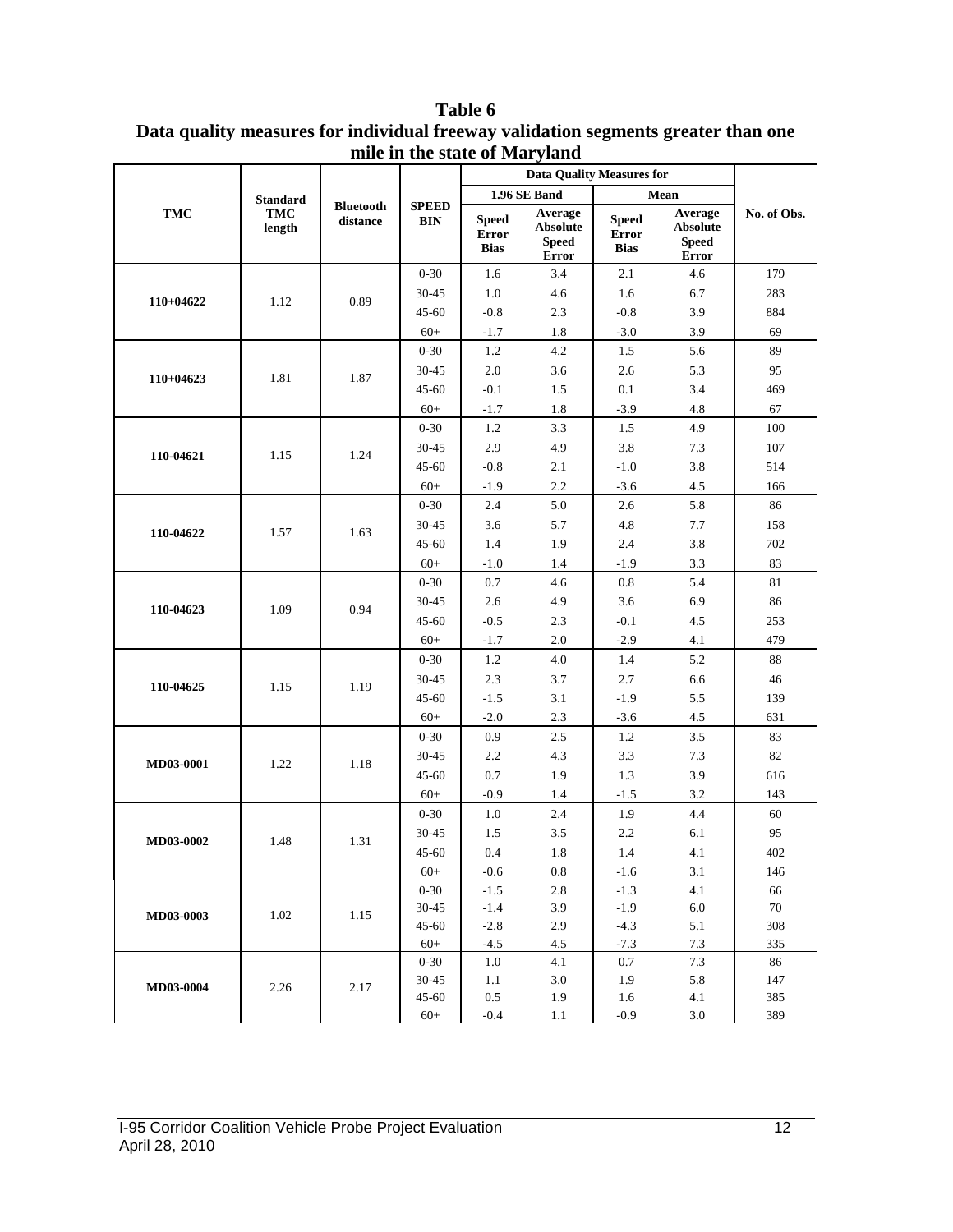**Table 6**
**Data quality measures for individual freeway validation segments greater than one mile in the state of Maryland**

| TMC | Standard TMC length | Bluetooth distance | SPEED BIN | Data Quality Measures for | | | | No. of Obs. |
|---|---|---|---|---|---|---|---|---|
| | | | | 1.96 SE Band | | Mean | | |
| | | | | Speed Error Bias | Average Absolute Speed Error | Speed Error Bias | Average Absolute Speed Error | |
| 110+04622 | 1.12 | 0.89 | 0-30 | 1.6 | 3.4 | 2.1 | 4.6 | 179 |
| | | | 30-45 | 1.0 | 4.6 | 1.6 | 6.7 | 283 |
| | | | 45-60 | -0.8 | 2.3 | -0.8 | 3.9 | 884 |
| | | | 60+ | -1.7 | 1.8 | -3.0 | 3.9 | 69 |
| 110+04623 | 1.81 | 1.87 | 0-30 | 1.2 | 4.2 | 1.5 | 5.6 | 89 |
| | | | 30-45 | 2.0 | 3.6 | 2.6 | 5.3 | 95 |
| | | | 45-60 | -0.1 | 1.5 | 0.1 | 3.4 | 469 |
| | | | 60+ | -1.7 | 1.8 | -3.9 | 4.8 | 67 |
| 110-04621 | 1.15 | 1.24 | 0-30 | 1.2 | 3.3 | 1.5 | 4.9 | 100 |
| | | | 30-45 | 2.9 | 4.9 | 3.8 | 7.3 | 107 |
| | | | 45-60 | -0.8 | 2.1 | -1.0 | 3.8 | 514 |
| | | | 60+ | -1.9 | 2.2 | -3.6 | 4.5 | 166 |
| 110-04622 | 1.57 | 1.63 | 0-30 | 2.4 | 5.0 | 2.6 | 5.8 | 86 |
| | | | 30-45 | 3.6 | 5.7 | 4.8 | 7.7 | 158 |
| | | | 45-60 | 1.4 | 1.9 | 2.4 | 3.8 | 702 |
| | | | 60+ | -1.0 | 1.4 | -1.9 | 3.3 | 83 |
| 110-04623 | 1.09 | 0.94 | 0-30 | 0.7 | 4.6 | 0.8 | 5.4 | 81 |
| | | | 30-45 | 2.6 | 4.9 | 3.6 | 6.9 | 86 |
| | | | 45-60 | -0.5 | 2.3 | -0.1 | 4.5 | 253 |
| | | | 60+ | -1.7 | 2.0 | -2.9 | 4.1 | 479 |
| 110-04625 | 1.15 | 1.19 | 0-30 | 1.2 | 4.0 | 1.4 | 5.2 | 88 |
| | | | 30-45 | 2.3 | 3.7 | 2.7 | 6.6 | 46 |
| | | | 45-60 | -1.5 | 3.1 | -1.9 | 5.5 | 139 |
| | | | 60+ | -2.0 | 2.3 | -3.6 | 4.5 | 631 |
| MD03-0001 | 1.22 | 1.18 | 0-30 | 0.9 | 2.5 | 1.2 | 3.5 | 83 |
| | | | 30-45 | 2.2 | 4.3 | 3.3 | 7.3 | 82 |
| | | | 45-60 | 0.7 | 1.9 | 1.3 | 3.9 | 616 |
| | | | 60+ | -0.9 | 1.4 | -1.5 | 3.2 | 143 |
| MD03-0002 | 1.48 | 1.31 | 0-30 | 1.0 | 2.4 | 1.9 | 4.4 | 60 |
| | | | 30-45 | 1.5 | 3.5 | 2.2 | 6.1 | 95 |
| | | | 45-60 | 0.4 | 1.8 | 1.4 | 4.1 | 402 |
| | | | 60+ | -0.6 | 0.8 | -1.6 | 3.1 | 146 |
| MD03-0003 | 1.02 | 1.15 | 0-30 | -1.5 | 2.8 | -1.3 | 4.1 | 66 |
| | | | 30-45 | -1.4 | 3.9 | -1.9 | 6.0 | 70 |
| | | | 45-60 | -2.8 | 2.9 | -4.3 | 5.1 | 308 |
| | | | 60+ | -4.5 | 4.5 | -7.3 | 7.3 | 335 |
| MD03-0004 | 2.26 | 2.17 | 0-30 | 1.0 | 4.1 | 0.7 | 7.3 | 86 |
| | | | 30-45 | 1.1 | 3.0 | 1.9 | 5.8 | 147 |
| | | | 45-60 | 0.5 | 1.9 | 1.6 | 4.1 | 385 |
| | | | 60+ | -0.4 | 1.1 | -0.9 | 3.0 | 389 |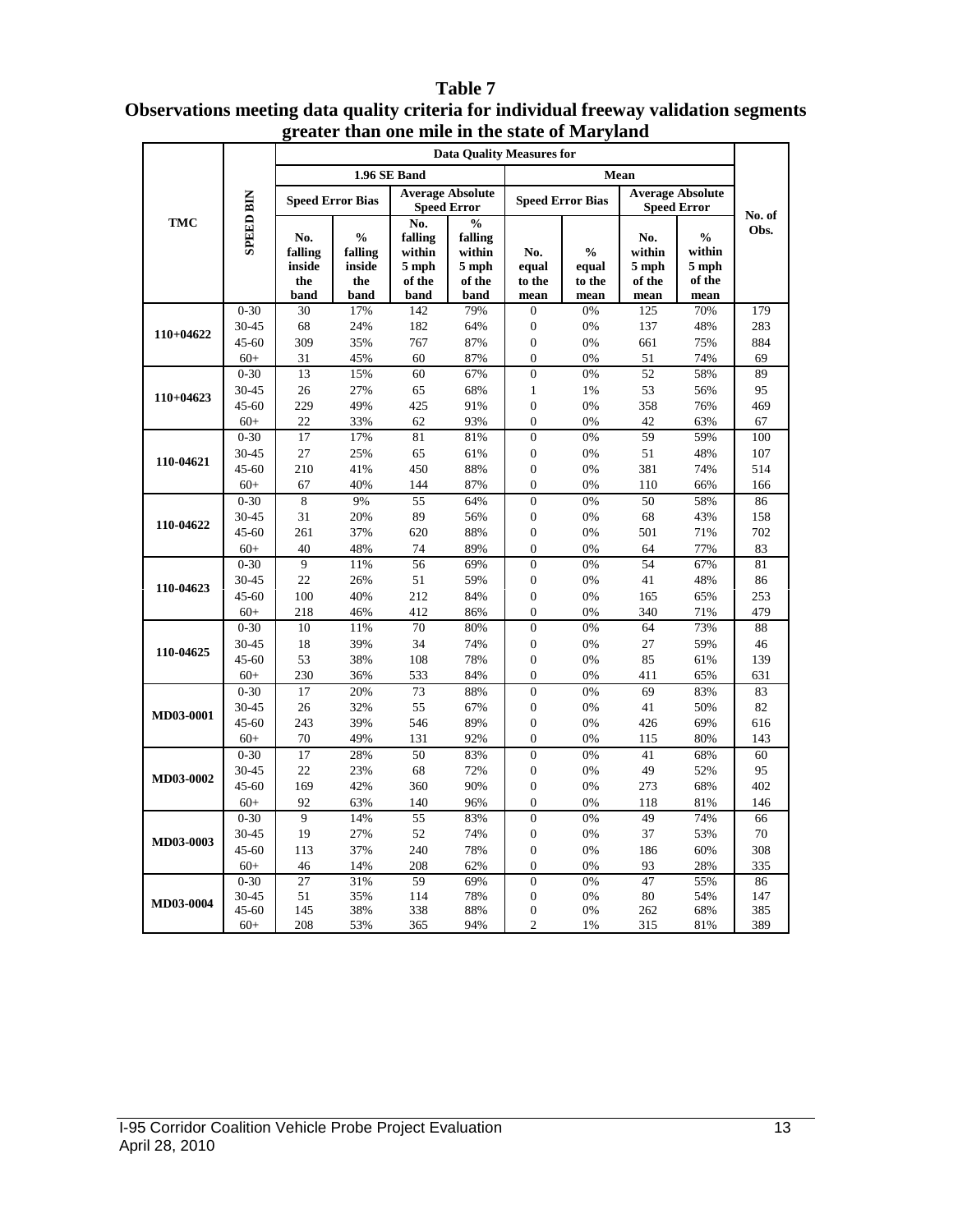# Table 7
## Observations meeting data quality criteria for individual freeway validation segments greater than one mile in the state of Maryland

| TMC | SPEED BIN | Data Quality Measures for | | | | | | | | No. of Obs. |
|---|---|---|---|---|---|---|---|---|---|---|
| | | 1.96 SE Band | | | | Mean | | | | |
| | | Speed Error Bias | | Average Absolute Speed Error | | Speed Error Bias | | Average Absolute Speed Error | | |
| | | No. falling inside the band | % falling inside the band | No. falling within 5 mph of the band | % falling within 5 mph of the band | No. equal to the mean | % equal to the mean | No. within 5 mph of the mean | % within 5 mph of the mean | |
| 110+04622 | 0-30 | 30 | 17% | 142 | 79% | 0 | 0% | 125 | 70% | 179 |
| | 30-45 | 68 | 24% | 182 | 64% | 0 | 0% | 137 | 48% | 283 |
| | 45-60 | 309 | 35% | 767 | 87% | 0 | 0% | 661 | 75% | 884 |
| | 60+ | 31 | 45% | 60 | 87% | 0 | 0% | 51 | 74% | 69 |
| 110+04623 | 0-30 | 13 | 15% | 60 | 67% | 0 | 0% | 52 | 58% | 89 |
| | 30-45 | 26 | 27% | 65 | 68% | 1 | 1% | 53 | 56% | 95 |
| | 45-60 | 229 | 49% | 425 | 91% | 0 | 0% | 358 | 76% | 469 |
| | 60+ | 22 | 33% | 62 | 93% | 0 | 0% | 42 | 63% | 67 |
| 110-04621 | 0-30 | 17 | 17% | 81 | 81% | 0 | 0% | 59 | 59% | 100 |
| | 30-45 | 27 | 25% | 65 | 61% | 0 | 0% | 51 | 48% | 107 |
| | 45-60 | 210 | 41% | 450 | 88% | 0 | 0% | 381 | 74% | 514 |
| | 60+ | 67 | 40% | 144 | 87% | 0 | 0% | 110 | 66% | 166 |
| 110-04622 | 0-30 | 8 | 9% | 55 | 64% | 0 | 0% | 50 | 58% | 86 |
| | 30-45 | 31 | 20% | 89 | 56% | 0 | 0% | 68 | 43% | 158 |
| | 45-60 | 261 | 37% | 620 | 88% | 0 | 0% | 501 | 71% | 702 |
| | 60+ | 40 | 48% | 74 | 89% | 0 | 0% | 64 | 77% | 83 |
| 110-04623 | 0-30 | 9 | 11% | 56 | 69% | 0 | 0% | 54 | 67% | 81 |
| | 30-45 | 22 | 26% | 51 | 59% | 0 | 0% | 41 | 48% | 86 |
| | 45-60 | 100 | 40% | 212 | 84% | 0 | 0% | 165 | 65% | 253 |
| | 60+ | 218 | 46% | 412 | 86% | 0 | 0% | 340 | 71% | 479 |
| 110-04625 | 0-30 | 10 | 11% | 70 | 80% | 0 | 0% | 64 | 73% | 88 |
| | 30-45 | 18 | 39% | 34 | 74% | 0 | 0% | 27 | 59% | 46 |
| | 45-60 | 53 | 38% | 108 | 78% | 0 | 0% | 85 | 61% | 139 |
| | 60+ | 230 | 36% | 533 | 84% | 0 | 0% | 411 | 65% | 631 |
| MD03-0001 | 0-30 | 17 | 20% | 73 | 88% | 0 | 0% | 69 | 83% | 83 |
| | 30-45 | 26 | 32% | 55 | 67% | 0 | 0% | 41 | 50% | 82 |
| | 45-60 | 243 | 39% | 546 | 89% | 0 | 0% | 426 | 69% | 616 |
| | 60+ | 70 | 49% | 131 | 92% | 0 | 0% | 115 | 80% | 143 |
| MD03-0002 | 0-30 | 17 | 28% | 50 | 83% | 0 | 0% | 41 | 68% | 60 |
| | 30-45 | 22 | 23% | 68 | 72% | 0 | 0% | 49 | 52% | 95 |
| | 45-60 | 169 | 42% | 360 | 90% | 0 | 0% | 273 | 68% | 402 |
| | 60+ | 92 | 63% | 140 | 96% | 0 | 0% | 118 | 81% | 146 |
| MD03-0003 | 0-30 | 9 | 14% | 55 | 83% | 0 | 0% | 49 | 74% | 66 |
| | 30-45 | 19 | 27% | 52 | 74% | 0 | 0% | 37 | 53% | 70 |
| | 45-60 | 113 | 37% | 240 | 78% | 0 | 0% | 186 | 60% | 308 |
| | 60+ | 46 | 14% | 208 | 62% | 0 | 0% | 93 | 28% | 335 |
| MD03-0004 | 0-30 | 27 | 31% | 59 | 69% | 0 | 0% | 47 | 55% | 86 |
| | 30-45 | 51 | 35% | 114 | 78% | 0 | 0% | 80 | 54% | 147 |
| | 45-60 | 145 | 38% | 338 | 88% | 0 | 0% | 262 | 68% | 385 |
| | 60+ | 208 | 53% | 365 | 94% | 2 | 1% | 315 | 81% | 389 |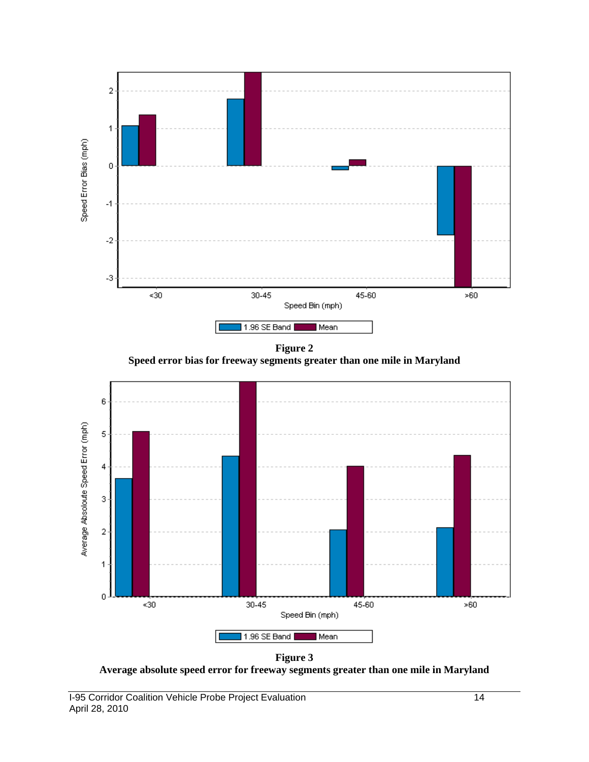**Figure 2**
**Speed error bias for freeway segments greater than one mile in Maryland**

**Figure 3**
**Average absolute speed error for freeway segments greater than one mile in Maryland**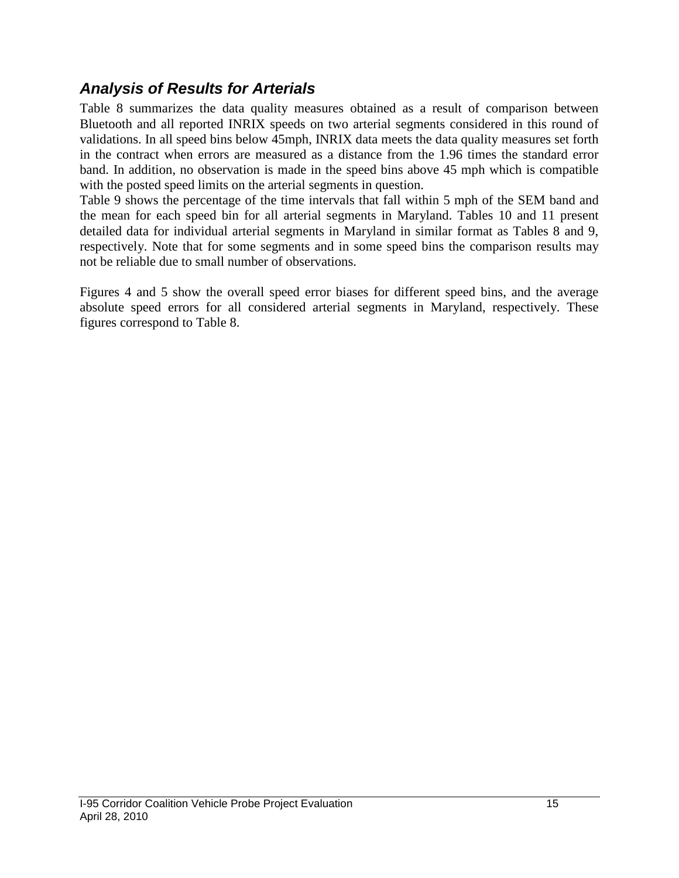### *Analysis of Results for Arterials*

Table 8 summarizes the data quality measures obtained as a result of comparison between Bluetooth and all reported INRIX speeds on two arterial segments considered in this round of validations. In all speed bins below 45mph, INRIX data meets the data quality measures set forth in the contract when errors are measured as a distance from the 1.96 times the standard error band. In addition, no observation is made in the speed bins above 45 mph which is compatible with the posted speed limits on the arterial segments in question.

Table 9 shows the percentage of the time intervals that fall within 5 mph of the SEM band and the mean for each speed bin for all arterial segments in Maryland. Tables 10 and 11 present detailed data for individual arterial segments in Maryland in similar format as Tables 8 and 9, respectively. Note that for some segments and in some speed bins the comparison results may not be reliable due to small number of observations.

Figures 4 and 5 show the overall speed error biases for different speed bins, and the average absolute speed errors for all considered arterial segments in Maryland, respectively. These figures correspond to Table 8.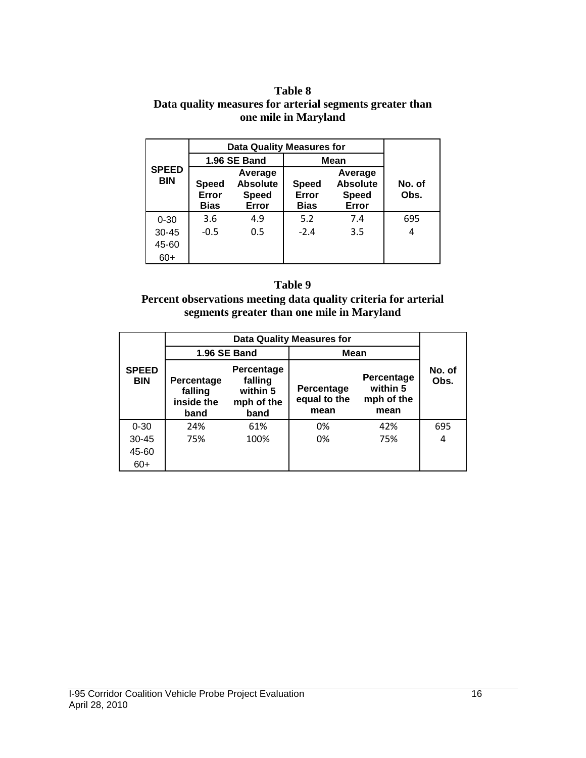**Table 8**
**Data quality measures for arterial segments greater than one mile in Maryland**

| SPEED BIN | Data Quality Measures for | | | | No. of Obs. |
|---|---|---|---|---|---|
| | 1.96 SE Band | | Mean | | |
| | Speed Error Bias | Average Absolute Speed Error | Speed Error Bias | Average Absolute Speed Error | |
| 0-30 | 3.6 | 4.9 | 5.2 | 7.4 | 695 |
| 30-45 | -0.5 | 0.5 | -2.4 | 3.5 | 4 |
| 45-60 | | | | | |
| 60+ | | | | | |

**Table 9**
**Percent observations meeting data quality criteria for arterial segments greater than one mile in Maryland**

| SPEED BIN | Data Quality Measures for | | | | No. of Obs. |
|---|---|---|---|---|---|
| | 1.96 SE Band | | Mean | | |
| | Percentage falling inside the band | Percentage falling within 5 mph of the band | Percentage equal to the mean | Percentage within 5 mph of the mean | |
| 0-30 | 24% | 61% | 0% | 42% | 695 |
| 30-45 | 75% | 100% | 0% | 75% | 4 |
| 45-60 | | | | | |
| 60+ | | | | | |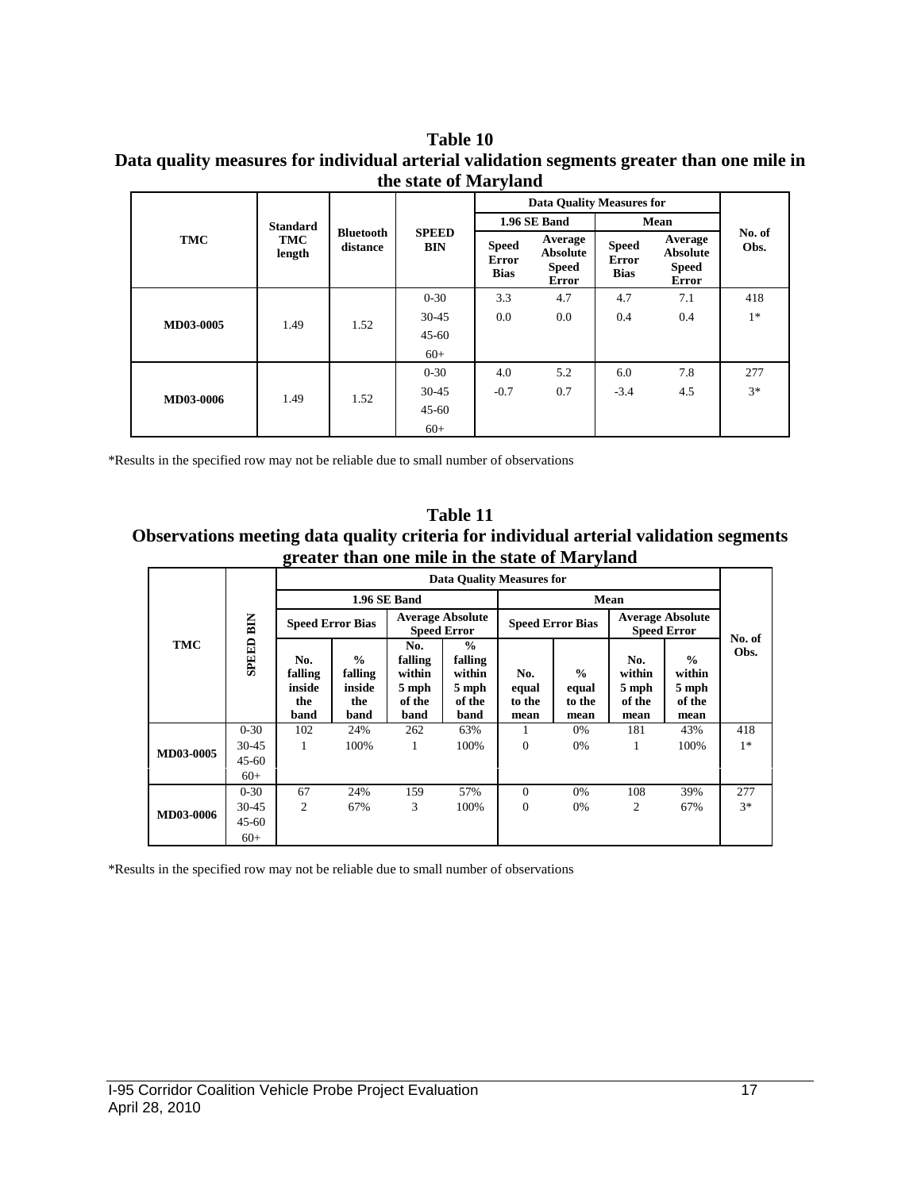**Table 10**
**Data quality measures for individual arterial validation segments greater than one mile in the state of Maryland**

| TMC | Standard TMC length | Bluetooth distance | SPEED BIN | Data Quality Measures for 1.96 SE Band: Speed Error Bias | Data Quality Measures for 1.96 SE Band: Average Absolute Speed Error | Data Quality Measures for Mean: Speed Error Bias | Data Quality Measures for Mean: Average Absolute Speed Error | No. of Obs. |
|---|---|---|---|---|---|---|---|---|
| MD03-0005 | 1.49 | 1.52 | 0-30 | 3.3 | 4.7 | 4.7 | 7.1 | 418 |
| | | | 30-45 | 0.0 | 0.0 | 0.4 | 0.4 | 1* |
| | | | 45-60 | | | | | |
| | | | 60+ | | | | | |
| MD03-0006 | 1.49 | 1.52 | 0-30 | 4.0 | 5.2 | 6.0 | 7.8 | 277 |
| | | | 30-45 | -0.7 | 0.7 | -3.4 | 4.5 | 3* |
| | | | 45-60 | | | | | |
| | | | 60+ | | | | | |

*Results in the specified row may not be reliable due to small number of observations

**Table 11**
**Observations meeting data quality criteria for individual arterial validation segments greater than one mile in the state of Maryland**

| TMC | SPEED BIN | 1.96 SE Band: Speed Error Bias: No. falling inside the band | 1.96 SE Band: Speed Error Bias: % falling inside the band | 1.96 SE Band: Average Absolute Speed Error: No. falling within 5 mph of the band | 1.96 SE Band: Average Absolute Speed Error: % falling within 5 mph of the band | Mean: Speed Error Bias: No. equal to the mean | Mean: Speed Error Bias: % equal to the mean | Mean: Average Absolute Speed Error: No. within 5 mph of the mean | Mean: Average Absolute Speed Error: % within 5 mph of the mean | No. of Obs. |
|---|---|---|---|---|---|---|---|---|---|---|
| MD03-0005 | 0-30 | 102 | 24% | 262 | 63% | 1 | 0% | 181 | 43% | 418 |
| | 30-45 | 1 | 100% | 1 | 100% | 0 | 0% | 1 | 100% | 1* |
| | 45-60 | | | | | | | | | |
| | 60+ | | | | | | | | | |
| MD03-0006 | 0-30 | 67 | 24% | 159 | 57% | 0 | 0% | 108 | 39% | 277 |
| | 30-45 | 2 | 67% | 3 | 100% | 0 | 0% | 2 | 67% | 3* |
| | 45-60 | | | | | | | | | |
| | 60+ | | | | | | | | | |

*Results in the specified row may not be reliable due to small number of observations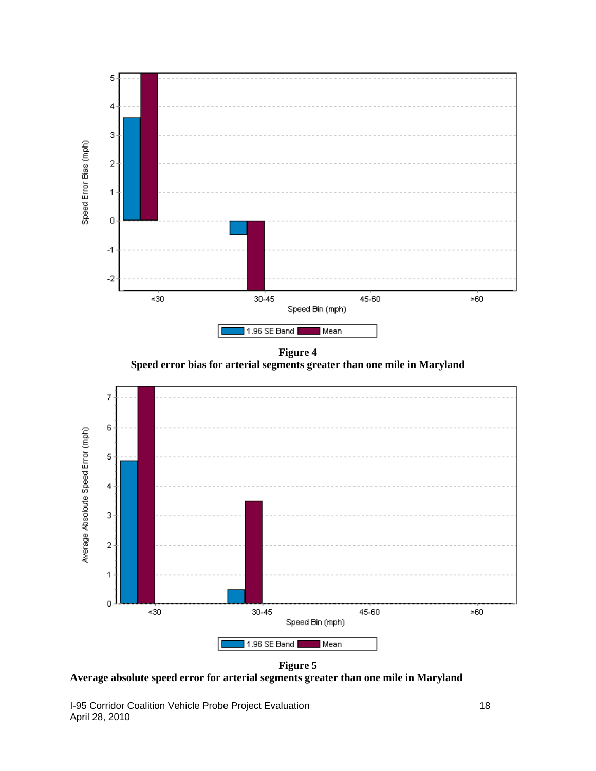5
4
3
2
1
0
-1
-2

Speed Error Bias (mph)

<30
30-45
45-60
>60

Speed Bin (mph)

1.96 SE Band
Mean

**Figure 4**
**Speed error bias for arterial segments greater than one mile in Maryland**

7
6
5
4
3
2
1
0

Average Absoloute Speed Error (mph)

<30
30-45
45-60
>60

Speed Bin (mph)

1.96 SE Band
Mean

**Figure 5**
**Average absolute speed error for arterial segments greater than one mile in Maryland**